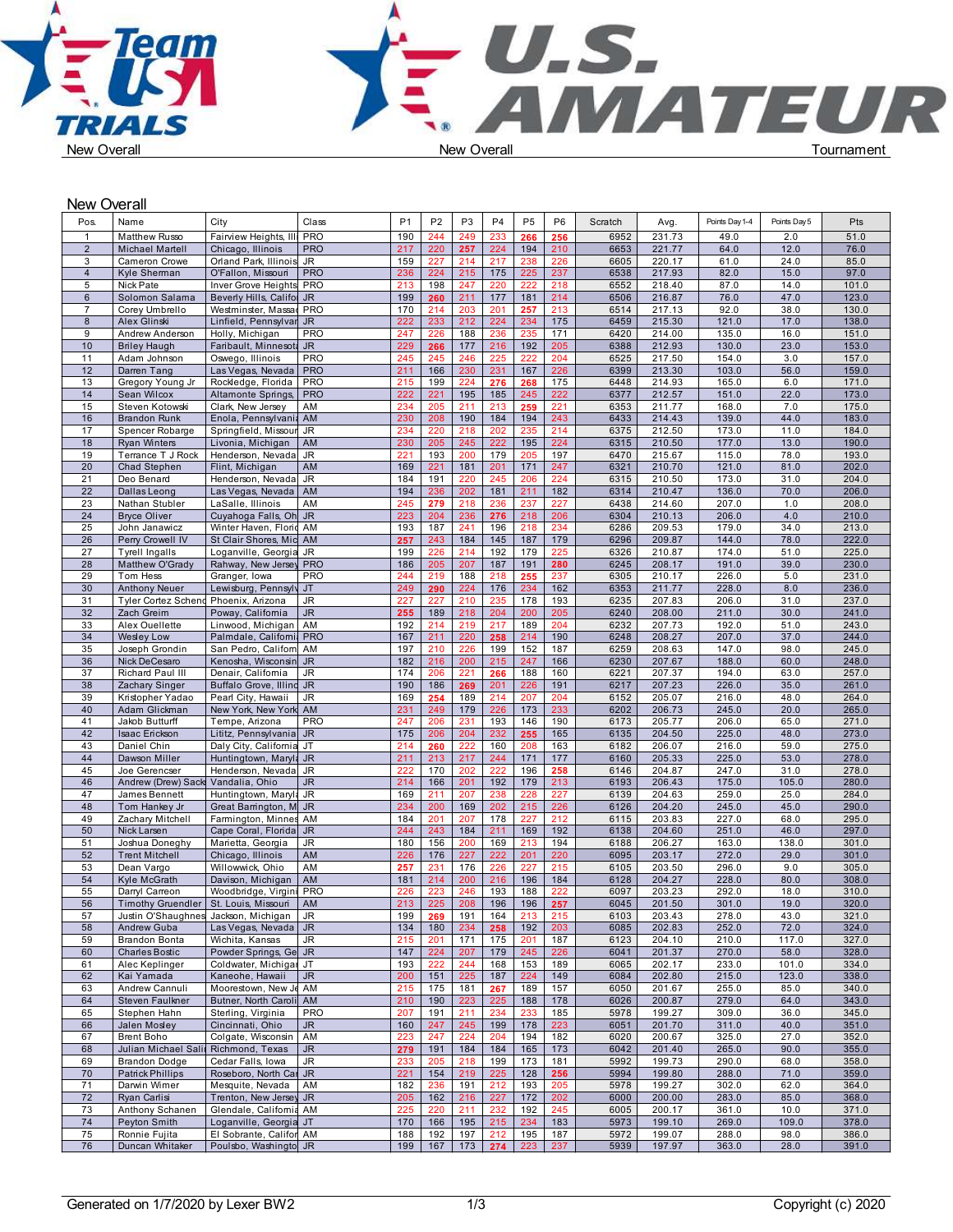New Overall | New Overall | Tournament

## New Overall

| Pos. | Name | City | Class | P1 | P2 | P3 | P4 | P5 | P6 | Scratch | Avg. | Points Day 1-4 | Points Day 5 | Pts |
|---|---|---|---|---|---|---|---|---|---|---|---|---|---|---|
| 1 | Matthew Russo | Fairview Heights, Illi | PRO | 190 | 244 | 249 | 233 | 266 | 256 | 6952 | 231.73 | 49.0 | 2.0 | 51.0 |
| 2 | Michael Martell | Chicago, Illinois | PRO | 217 | 220 | 257 | 224 | 194 | 210 | 6653 | 221.77 | 64.0 | 12.0 | 76.0 |
| 3 | Cameron Crowe | Orland Park, Illinois | JR | 159 | 227 | 214 | 217 | 238 | 226 | 6605 | 220.17 | 61.0 | 24.0 | 85.0 |
| 4 | Kyle Sherman | O'Fallon, Missouri | PRO | 236 | 224 | 215 | 175 | 225 | 237 | 6538 | 217.93 | 82.0 | 15.0 | 97.0 |
| 5 | Nick Pate | Inver Grove Heights | PRO | 213 | 198 | 247 | 220 | 222 | 218 | 6552 | 218.40 | 87.0 | 14.0 | 101.0 |
| 6 | Solomon Salama | Beverly Hills, Califo | JR | 199 | 260 | 211 | 177 | 181 | 214 | 6506 | 216.87 | 76.0 | 47.0 | 123.0 |
| 7 | Corey Umbrello | Westminster, Massa | PRO | 170 | 214 | 203 | 201 | 257 | 213 | 6514 | 217.13 | 92.0 | 38.0 | 130.0 |
| 8 | Alex Glinski | Linfield, Pennsylvar | JR | 222 | 233 | 212 | 224 | 234 | 175 | 6459 | 215.30 | 121.0 | 17.0 | 138.0 |
| 9 | Andrew Anderson | Holly, Michigan | PRO | 247 | 226 | 188 | 236 | 235 | 171 | 6420 | 214.00 | 135.0 | 16.0 | 151.0 |
| 10 | Briley Haugh | Faribault, Minnesota | JR | 229 | 266 | 177 | 216 | 192 | 205 | 6388 | 212.93 | 130.0 | 23.0 | 153.0 |
| 11 | Adam Johnson | Oswego, Illinois | PRO | 245 | 245 | 246 | 225 | 222 | 204 | 6525 | 217.50 | 154.0 | 3.0 | 157.0 |
| 12 | Darren Tang | Las Vegas, Nevada | PRO | 211 | 166 | 230 | 231 | 167 | 226 | 6399 | 213.30 | 103.0 | 56.0 | 159.0 |
| 13 | Gregory Young Jr | Rockledge, Florida | PRO | 215 | 199 | 224 | 276 | 268 | 175 | 6448 | 214.93 | 165.0 | 6.0 | 171.0 |
| 14 | Sean Wilcox | Altamonte Springs, | PRO | 222 | 221 | 195 | 185 | 245 | 222 | 6377 | 212.57 | 151.0 | 22.0 | 173.0 |
| 15 | Steven Kotowski | Clark, New Jersey | AM | 234 | 205 | 211 | 213 | 259 | 221 | 6353 | 211.77 | 168.0 | 7.0 | 175.0 |
| 16 | Brandon Runk | Enola, Pennsylvania | AM | 230 | 208 | 190 | 184 | 194 | 243 | 6433 | 214.43 | 139.0 | 44.0 | 183.0 |
| 17 | Spencer Robarge | Springfield, Missour | JR | 234 | 220 | 218 | 202 | 235 | 214 | 6375 | 212.50 | 173.0 | 11.0 | 184.0 |
| 18 | Ryan Winters | Livonia, Michigan | AM | 230 | 205 | 245 | 222 | 195 | 224 | 6315 | 210.50 | 177.0 | 13.0 | 190.0 |
| 19 | Terrance T J Rock | Henderson, Nevada | JR | 221 | 193 | 200 | 179 | 205 | 197 | 6470 | 215.67 | 115.0 | 78.0 | 193.0 |
| 20 | Chad Stephen | Flint, Michigan | AM | 169 | 221 | 181 | 201 | 171 | 247 | 6321 | 210.70 | 121.0 | 81.0 | 202.0 |
| 21 | Deo Benard | Henderson, Nevada | JR | 184 | 191 | 220 | 245 | 206 | 224 | 6315 | 210.50 | 173.0 | 31.0 | 204.0 |
| 22 | Dallas Leong | Las Vegas, Nevada | AM | 194 | 236 | 202 | 181 | 211 | 182 | 6314 | 210.47 | 136.0 | 70.0 | 206.0 |
| 23 | Nathan Stubler | LaSalle, Illinois | AM | 245 | 279 | 218 | 236 | 237 | 227 | 6438 | 214.60 | 207.0 | 1.0 | 208.0 |
| 24 | Bryce Oliver | Cuyahoga Falls, Oh | JR | 223 | 204 | 236 | 276 | 218 | 206 | 6304 | 210.13 | 206.0 | 4.0 | 210.0 |
| 25 | John Janawicz | Winter Haven, Florid | AM | 193 | 187 | 241 | 196 | 218 | 234 | 6286 | 209.53 | 179.0 | 34.0 | 213.0 |
| 26 | Perry Crowell IV | St Clair Shores, Mic | AM | 257 | 243 | 184 | 145 | 187 | 179 | 6296 | 209.87 | 144.0 | 78.0 | 222.0 |
| 27 | Tyrell Ingalls | Loganville, Georgia | JR | 199 | 226 | 214 | 192 | 179 | 225 | 6326 | 210.87 | 174.0 | 51.0 | 225.0 |
| 28 | Matthew O'Grady | Rahway, New Jersey | PRO | 186 | 205 | 207 | 187 | 191 | 280 | 6245 | 208.17 | 191.0 | 39.0 | 230.0 |
| 29 | Tom Hess | Granger, Iowa | PRO | 244 | 219 | 188 | 218 | 255 | 237 | 6305 | 210.17 | 226.0 | 5.0 | 231.0 |
| 30 | Anthony Neuer | Lewisburg, Pennsylv | JT | 249 | 290 | 224 | 176 | 234 | 162 | 6353 | 211.77 | 228.0 | 8.0 | 236.0 |
| 31 | Tyler Cortez Schend | Phoenix, Arizona | JR | 227 | 227 | 210 | 235 | 178 | 193 | 6235 | 207.83 | 206.0 | 31.0 | 237.0 |
| 32 | Zach Greim | Poway, California | JR | 255 | 189 | 218 | 204 | 200 | 205 | 6240 | 208.00 | 211.0 | 30.0 | 241.0 |
| 33 | Alex Ouellette | Linwood, Michigan | AM | 192 | 214 | 219 | 217 | 189 | 204 | 6232 | 207.73 | 192.0 | 51.0 | 243.0 |
| 34 | Wesley Low | Palmdale, Californi | PRO | 167 | 211 | 220 | 258 | 214 | 190 | 6248 | 208.27 | 207.0 | 37.0 | 244.0 |
| 35 | Joseph Grondin | San Pedro, Californ | AM | 197 | 210 | 226 | 199 | 152 | 187 | 6259 | 208.63 | 147.0 | 98.0 | 245.0 |
| 36 | Nick DeCesaro | Kenosha, Wisconsin | JR | 182 | 216 | 200 | 215 | 247 | 166 | 6230 | 207.67 | 188.0 | 60.0 | 248.0 |
| 37 | Richard Paul III | Denair, California | JR | 174 | 206 | 221 | 266 | 188 | 160 | 6221 | 207.37 | 194.0 | 63.0 | 257.0 |
| 38 | Zachary Singer | Buffalo Grove, Illino | JR | 190 | 186 | 269 | 201 | 226 | 191 | 6217 | 207.23 | 226.0 | 35.0 | 261.0 |
| 39 | Kristopher Yadao | Pearl City, Hawaii | JR | 169 | 254 | 189 | 214 | 207 | 204 | 6152 | 205.07 | 216.0 | 48.0 | 264.0 |
| 40 | Adam Glickman | New York, New York | AM | 231 | 249 | 179 | 226 | 173 | 233 | 6202 | 206.73 | 245.0 | 20.0 | 265.0 |
| 41 | Jakob Butturff | Tempe, Arizona | PRO | 247 | 206 | 231 | 193 | 146 | 190 | 6173 | 205.77 | 206.0 | 65.0 | 271.0 |
| 42 | Isaac Erickson | Lititz, Pennsylvania | JR | 175 | 206 | 204 | 232 | 255 | 165 | 6135 | 204.50 | 225.0 | 48.0 | 273.0 |
| 43 | Daniel Chin | Daly City, California | JT | 214 | 260 | 222 | 160 | 208 | 163 | 6182 | 206.07 | 216.0 | 59.0 | 275.0 |
| 44 | Dawson Miller | Huntingtown, Maryla | JR | 211 | 213 | 217 | 244 | 171 | 177 | 6160 | 205.33 | 225.0 | 53.0 | 278.0 |
| 45 | Joe Gerencser | Henderson, Nevada | JR | 222 | 170 | 202 | 222 | 196 | 258 | 6146 | 204.87 | 247.0 | 31.0 | 278.0 |
| 46 | Andrew (Drew) Sack | Vandalia, Ohio | JR | 214 | 166 | 201 | 192 | 179 | 213 | 6193 | 206.43 | 175.0 | 105.0 | 280.0 |
| 47 | James Bennett | Huntingtown, Maryla | JR | 169 | 211 | 207 | 238 | 228 | 227 | 6139 | 204.63 | 259.0 | 25.0 | 284.0 |
| 48 | Tom Hankey Jr | Great Barrington, M | JR | 234 | 200 | 169 | 202 | 215 | 226 | 6126 | 204.20 | 245.0 | 45.0 | 290.0 |
| 49 | Zachary Mitchell | Farmington, Minnes | AM | 184 | 201 | 207 | 178 | 227 | 212 | 6115 | 203.83 | 227.0 | 68.0 | 295.0 |
| 50 | Nick Larsen | Cape Coral, Florida | JR | 244 | 243 | 184 | 211 | 169 | 192 | 6138 | 204.60 | 251.0 | 46.0 | 297.0 |
| 51 | Joshua Doneghy | Marietta, Georgia | JR | 180 | 156 | 200 | 169 | 213 | 194 | 6188 | 206.27 | 163.0 | 138.0 | 301.0 |
| 52 | Trent Mitchell | Chicago, Illinois | AM | 226 | 176 | 227 | 201 | 220 | 222 | 6095 | 203.17 | 272.0 | 29.0 | 301.0 |
| 53 | Dean Vargo | Willowick, Ohio | AM | 257 | 231 | 176 | 226 | 227 | 215 | 6105 | 203.50 | 296.0 | 9.0 | 305.0 |
| 54 | Kyle McGrath | Davison, Michigan | AM | 181 | 214 | 200 | 216 | 196 | 184 | 6128 | 204.27 | 228.0 | 80.0 | 308.0 |
| 55 | Darryl Carreon | Woodbridge, Virgini | PRO | 226 | 223 | 246 | 193 | 188 | 222 | 6097 | 203.23 | 292.0 | 18.0 | 310.0 |
| 56 | Timothy Gruendler | St. Louis, Missouri | AM | 213 | 225 | 208 | 196 | 196 | 257 | 6045 | 201.50 | 301.0 | 19.0 | 320.0 |
| 57 | Justin O'Shaughnes | Jackson, Michigan | JR | 199 | 269 | 191 | 164 | 213 | 215 | 6103 | 203.43 | 278.0 | 43.0 | 321.0 |
| 58 | Andrew Guba | Las Vegas, Nevada | JR | 134 | 180 | 234 | 258 | 192 | 203 | 6085 | 202.83 | 252.0 | 72.0 | 324.0 |
| 59 | Brandon Bonta | Wichita, Kansas | JR | 215 | 201 | 171 | 175 | 201 | 187 | 6123 | 204.10 | 210.0 | 117.0 | 327.0 |
| 60 | Charles Bostic | Powder Springs, Ge | JR | 147 | 224 | 207 | 179 | 245 | 226 | 6041 | 201.37 | 270.0 | 58.0 | 328.0 |
| 61 | Alec Keplinger | Coldwater, Michigan | JT | 193 | 222 | 244 | 168 | 153 | 189 | 6065 | 202.17 | 233.0 | 101.0 | 334.0 |
| 62 | Kai Yamada | Kaneohe, Hawaii | JR | 200 | 151 | 225 | 187 | 224 | 149 | 6084 | 202.80 | 215.0 | 123.0 | 338.0 |
| 63 | Andrew Cannuli | Moorestown, New Je | AM | 215 | 175 | 181 | 267 | 189 | 157 | 6050 | 201.67 | 255.0 | 85.0 | 340.0 |
| 64 | Steven Faulkner | Butner, North Caroli | AM | 210 | 190 | 223 | 225 | 188 | 178 | 6026 | 200.87 | 279.0 | 64.0 | 343.0 |
| 65 | Stephen Hahn | Sterling, Virginia | PRO | 207 | 191 | 211 | 234 | 233 | 185 | 5978 | 199.27 | 309.0 | 36.0 | 345.0 |
| 66 | Jalen Mosley | Cincinnati, Ohio | JR | 160 | 247 | 245 | 199 | 178 | 223 | 6051 | 201.70 | 311.0 | 40.0 | 351.0 |
| 67 | Brent Boho | Colgate, Wisconsin | AM | 223 | 247 | 224 | 204 | 194 | 182 | 6020 | 200.67 | 325.0 | 27.0 | 352.0 |
| 68 | Julian Michael Salin | Richmond, Texas | JR | 279 | 191 | 184 | 184 | 165 | 173 | 6042 | 201.40 | 265.0 | 90.0 | 355.0 |
| 69 | Brandon Dodge | Cedar Falls, Iowa | JR | 233 | 205 | 218 | 199 | 173 | 181 | 5992 | 199.73 | 290.0 | 68.0 | 358.0 |
| 70 | Patrick Phillips | Roseboro, North Car | JR | 221 | 154 | 219 | 225 | 128 | 256 | 5994 | 199.80 | 288.0 | 71.0 | 359.0 |
| 71 | Darwin Wimer | Mesquite, Nevada | AM | 182 | 236 | 191 | 212 | 193 | 205 | 5978 | 199.27 | 302.0 | 62.0 | 364.0 |
| 72 | Ryan Carlisi | Trenton, New Jersey | JR | 205 | 162 | 216 | 227 | 172 | 202 | 6000 | 200.00 | 283.0 | 85.0 | 368.0 |
| 73 | Anthony Schanen | Glendale, California | AM | 225 | 220 | 211 | 232 | 192 | 245 | 6005 | 200.17 | 361.0 | 10.0 | 371.0 |
| 74 | Peyton Smith | Loganville, Georgia | JT | 170 | 166 | 195 | 215 | 234 | 183 | 5973 | 199.10 | 269.0 | 109.0 | 378.0 |
| 75 | Ronnie Fujita | El Sobrante, Califor | AM | 188 | 192 | 197 | 212 | 195 | 187 | 5972 | 199.07 | 288.0 | 98.0 | 386.0 |
| 76 | Duncan Whitaker | Poulsbo, Washingto | JR | 199 | 167 | 173 | 274 | 223 | 237 | 5939 | 197.97 | 363.0 | 28.0 | 391.0 |

Generated on 1/7/2020 by Lexer BW2 | Copyright (c) 2020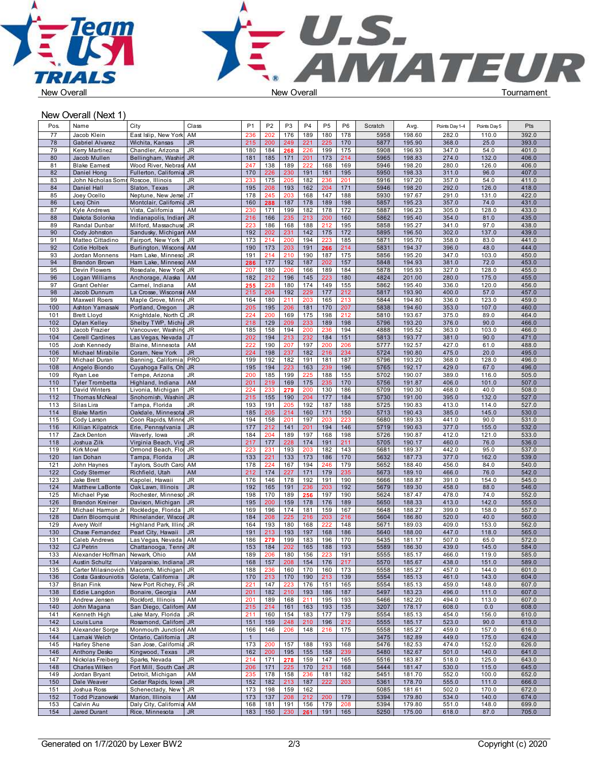New Overall | New Overall | Tournament

## New Overall (Next 1)

| Pos. | Name | City | Class | P1 | P2 | P3 | P4 | P5 | P6 | Scratch | Avg. | Points Day 1-4 | Points Day 5 | Pts |
|---|---|---|---|---|---|---|---|---|---|---|---|---|---|---|
| 77 | Jacob Klein | East Islip, New York | AM | 236 | 202 | 176 | 189 | 180 | 178 | 5958 | 198.60 | 282.0 | 110.0 | 392.0 |
| 78 | Gabriel Alvarez | Wichita, Kansas | JR | 215 | 200 | 249 | 221 | 225 | 170 | 5877 | 195.90 | 368.0 | 25.0 | 393.0 |
| 79 | Kerry Martinez | Chandler, Arizona | JR | 180 | 184 | 268 | 226 | 199 | 175 | 5908 | 196.93 | 347.0 | 54.0 | 401.0 |
| 80 | Jacob Mullen | Bellingham, Washin | JR | 181 | 185 | 171 | 201 | 173 | 214 | 5965 | 198.83 | 274.0 | 132.0 | 406.0 |
| 81 | Blake Earnest | Wood River, Nebras | AM | 247 | 138 | 189 | 222 | 168 | 169 | 5946 | 198.20 | 280.0 | 126.0 | 406.0 |
| 82 | Daniel Hong | Fullerton, California | JR | 170 | 226 | 230 | 191 | 161 | 195 | 5950 | 198.33 | 311.0 | 96.0 | 407.0 |
| 83 | John Nicholas Somm | Roscoe, Illinois | JR | 233 | 175 | 205 | 182 | 236 | 201 | 5916 | 197.20 | 357.0 | 54.0 | 411.0 |
| 84 | Daniel Hall | Slaton, Texas | JR | 195 | 208 | 193 | 162 | 204 | 171 | 5946 | 198.20 | 292.0 | 126.0 | 418.0 |
| 85 | Joey Ocello | Neptune, New Jerse | JT | 178 | 245 | 203 | 168 | 147 | 188 | 5930 | 197.67 | 291.0 | 131.0 | 422.0 |
| 86 | Leoj Chin | Montclair, California | JR | 160 | 288 | 187 | 178 | 189 | 198 | 5857 | 195.23 | 357.0 | 74.0 | 431.0 |
| 87 | Kyle Andrews | Vista, California | AM | 230 | 171 | 199 | 182 | 178 | 172 | 5887 | 196.23 | 305.0 | 128.0 | 433.0 |
| 88 | Dakota Solonka | Indianapolis, Indian | JR | 216 | 166 | 235 | 213 | 200 | 160 | 5862 | 195.40 | 354.0 | 81.0 | 435.0 |
| 89 | Randal Dunbar | Milford, Massachuse | JR | 223 | 186 | 168 | 188 | 212 | 195 | 5858 | 195.27 | 341.0 | 97.0 | 438.0 |
| 90 | Cody Johnston | Sandusky, Michigan | AM | 192 | 202 | 231 | 142 | 175 | 172 | 5895 | 196.50 | 302.0 | 137.0 | 439.0 |
| 91 | Matteo Cittadino | Fairport, New York | JR | 173 | 214 | 200 | 194 | 223 | 185 | 5871 | 195.70 | 358.0 | 83.0 | 441.0 |
| 92 | Cotie Holbek | Burlington, Wiscons | AM | 190 | 173 | 203 | 191 | 266 | 214 | 5831 | 194.37 | 396.0 | 48.0 | 444.0 |
| 93 | Jordan Monnens | Ham Lake, Minneso | JR | 191 | 214 | 210 | 190 | 187 | 175 | 5856 | 195.20 | 347.0 | 103.0 | 450.0 |
| 94 | Brandon Brown | Ham Lake, Minneso | AM | 286 | 177 | 192 | 187 | 202 | 157 | 5848 | 194.93 | 381.0 | 72.0 | 453.0 |
| 95 | Devin Flowers | Rosedale, New York | JR | 207 | 180 | 206 | 166 | 189 | 184 | 5878 | 195.93 | 327.0 | 128.0 | 455.0 |
| 96 | Logan Williams | Anchorage, Alaska | AM | 182 | 212 | 196 | 145 | 223 | 180 | 4824 | 201.00 | 280.0 | 175.0 | 455.0 |
| 97 | Grant Oehler | Carmel, Indiana | AM | 255 | 228 | 180 | 174 | 149 | 155 | 5862 | 195.40 | 336.0 | 120.0 | 456.0 |
| 98 | Jacob Dunnum | La Crosse, Wisconsi | AM | 215 | 204 | 192 | 229 | 177 | 212 | 5817 | 193.90 | 400.0 | 57.0 | 457.0 |
| 99 | Maxwell Roers | Maple Grove, Minn | JR | 164 | 180 | 211 | 203 | 165 | 213 | 5844 | 194.80 | 336.0 | 123.0 | 459.0 |
| 100 | Ashton Yamasaki | Portland, Oregon | JR | 205 | 195 | 206 | 181 | 170 | 207 | 5838 | 194.60 | 353.0 | 107.0 | 460.0 |
| 101 | Brett Lloyd | Knightdale, North C | JR | 224 | 200 | 169 | 175 | 198 | 212 | 5810 | 193.67 | 375.0 | 89.0 | 464.0 |
| 102 | Dylan Kelley | Shelby TWP, Michig | JR | 218 | 129 | 209 | 233 | 189 | 198 | 5796 | 193.20 | 376.0 | 90.0 | 466.0 |
| 103 | Jacob Frazier | Vancouver, Washing | JR | 185 | 158 | 194 | 200 | 236 | 194 | 4888 | 195.52 | 363.0 | 103.0 | 466.0 |
| 104 | Cerell Cardines | Las Vegas, Nevada | JT | 202 | 194 | 213 | 232 | 184 | 151 | 5813 | 193.77 | 381.0 | 90.0 | 471.0 |
| 105 | Josh Kennedy | Blaine, Minnesota | AM | 222 | 190 | 207 | 197 | 200 | 206 | 5777 | 192.57 | 427.0 | 61.0 | 488.0 |
| 106 | Michael Mirabile | Coram, New York | JR | 224 | 198 | 237 | 182 | 216 | 234 | 5724 | 190.80 | 475.0 | 20.0 | 495.0 |
| 107 | Michael Duran | Banning, California | PRO | 199 | 192 | 182 | 191 | 181 | 187 | 5796 | 193.20 | 368.0 | 128.0 | 496.0 |
| 108 | Angelo Biondo | Cuyahoga Falls, Oh | JR | 195 | 194 | 223 | 163 | 239 | 196 | 5765 | 192.17 | 429.0 | 67.0 | 496.0 |
| 109 | Ryan Lee | Tempe, Arizona | JR | 200 | 185 | 199 | 225 | 188 | 155 | 5702 | 190.07 | 389.0 | 116.0 | 505.0 |
| 110 | Tyler Trombetta | Highland, Indiana | AM | 201 | 219 | 169 | 175 | 235 | 170 | 5756 | 191.87 | 406.0 | 101.0 | 507.0 |
| 111 | David Winters | Livonia, Michigan | JR | 224 | 233 | 279 | 200 | 130 | 186 | 5709 | 190.30 | 468.0 | 40.0 | 508.0 |
| 112 | Thomas McNeal | Snohomish, Washin | JR | 215 | 155 | 190 | 204 | 177 | 184 | 5730 | 191.00 | 395.0 | 132.0 | 527.0 |
| 113 | Silas Lira | Tampa, Florida | JR | 193 | 191 | 205 | 192 | 187 | 188 | 5725 | 190.83 | 413.0 | 114.0 | 527.0 |
| 114 | Blake Martin | Oakdale, Minnesota | JR | 185 | 205 | 214 | 160 | 171 | 150 | 5713 | 190.43 | 385.0 | 145.0 | 530.0 |
| 115 | Cody Larson | Coon Rapids, Minne | JR | 194 | 158 | 201 | 197 | 203 | 223 | 5680 | 189.33 | 441.0 | 90.0 | 531.0 |
| 116 | Killian Kilpatrick | Erie, Pennsylvania | JR | 177 | 212 | 141 | 201 | 194 | 146 | 5719 | 190.63 | 377.0 | 155.0 | 532.0 |
| 117 | Zack Denton | Waverly, Iowa | JR | 184 | 204 | 189 | 197 | 168 | 198 | 5726 | 190.87 | 412.0 | 121.0 | 533.0 |
| 118 | Joshua Zilk | Virginia Beach, Virg | JR | 217 | 177 | 228 | 174 | 191 | 211 | 5705 | 190.17 | 460.0 | 76.0 | 536.0 |
| 119 | Kirk Mowl | Ormond Beach, Flo | JR | 223 | 231 | 193 | 203 | 182 | 143 | 5681 | 189.37 | 442.0 | 95.0 | 537.0 |
| 120 | Ian Dohan | Tampa, Florida | JR | 133 | 221 | 133 | 173 | 186 | 170 | 5632 | 187.73 | 377.0 | 162.0 | 539.0 |
| 121 | John Haynes | Taylors, South Caro | AM | 178 | 224 | 167 | 194 | 246 | 179 | 5652 | 188.40 | 456.0 | 84.0 | 540.0 |
| 122 | Cody Stermer | Richfield, Utah | AM | 212 | 174 | 227 | 171 | 179 | 235 | 5673 | 189.10 | 466.0 | 76.0 | 542.0 |
| 123 | Jake Brett | Kapolei, Hawaii | JR | 176 | 146 | 178 | 192 | 191 | 190 | 5666 | 188.87 | 391.0 | 154.0 | 545.0 |
| 124 | Matthew LaBonte | Oak Lawn, Illinois | JR | 192 | 165 | 191 | 236 | 203 | 192 | 5679 | 189.30 | 458.0 | 88.0 | 546.0 |
| 125 | Michael Pyse | Rochester, Minneso | JR | 198 | 170 | 189 | 256 | 197 | 190 | 5624 | 187.47 | 478.0 | 74.0 | 552.0 |
| 126 | Brandon Kreiner | Davison, Michigan | JR | 195 | 200 | 159 | 178 | 176 | 189 | 5650 | 188.33 | 413.0 | 142.0 | 555.0 |
| 127 | Michael Harmon Jr | Rockledge, Florida | JR | 169 | 196 | 174 | 181 | 159 | 167 | 5648 | 188.27 | 399.0 | 158.0 | 557.0 |
| 128 | Darin Bloomquist | Rhinelander, Wiscon | JR | 184 | 208 | 225 | 216 | 203 | 216 | 5604 | 186.80 | 520.0 | 40.0 | 560.0 |
| 129 | Avery Wolf | Highland Park, Illino | JR | 164 | 193 | 180 | 168 | 222 | 148 | 5671 | 189.03 | 409.0 | 153.0 | 562.0 |
| 130 | Chase Fernandez | Pearl City, Hawaii | JR | 191 | 213 | 193 | 197 | 168 | 186 | 5640 | 188.00 | 447.0 | 118.0 | 565.0 |
| 131 | Caleb Andrews | Las Vegas, Nevada | AM | 186 | 279 | 199 | 183 | 196 | 170 | 5435 | 181.17 | 507.0 | 65.0 | 572.0 |
| 132 | CJ Petrin | Chattanooga, Tenn | JR | 153 | 184 | 202 | 165 | 188 | 193 | 5589 | 186.30 | 439.0 | 145.0 | 584.0 |
| 133 | Alexander Hoffman | Newark, Ohio | AM | 189 | 206 | 180 | 156 | 223 | 191 | 5555 | 185.17 | 466.0 | 119.0 | 585.0 |
| 134 | Austin Schultz | Valparaiso, Indiana | JR | 168 | 157 | 208 | 154 | 176 | 217 | 5570 | 185.67 | 438.0 | 151.0 | 589.0 |
| 135 | Carter Milasinovich | Macomb, Michigan | JR | 188 | 236 | 160 | 170 | 160 | 173 | 5558 | 185.27 | 457.0 | 144.0 | 601.0 |
| 136 | Costa Gastouniotis | Goleta, California | JR | 170 | 213 | 170 | 190 | 213 | 139 | 5554 | 185.13 | 461.0 | 143.0 | 604.0 |
| 137 | Brian Fink | New Port Richey, Fl | JR | 221 | 147 | 223 | 176 | 151 | 165 | 5554 | 185.13 | 459.0 | 148.0 | 607.0 |
| 138 | Eddie Langdon | Bonaire, Georgia | AM | 201 | 182 | 210 | 193 | 186 | 187 | 5497 | 183.23 | 496.0 | 111.0 | 607.0 |
| 139 | Andrew Jensen | Rockford, Illinois | AM | 201 | 189 | 168 | 211 | 195 | 193 | 5466 | 182.20 | 494.0 | 113.0 | 607.0 |
| 140 | John Magana | San Diego, Californ | AM | 215 | 214 | 161 | 163 | 193 | 135 | 3207 | 178.17 | 608.0 | 0.0 | 608.0 |
| 141 | Kenneth High | Lake Mary, Florida | JR | 211 | 160 | 154 | 183 | 177 | 179 | 5554 | 185.13 | 454.0 | 156.0 | 610.0 |
| 142 | Louis Luna | Rosamond, Californ | JR | 151 | 159 | 248 | 210 | 196 | 212 | 5555 | 185.17 | 523.0 | 90.0 | 613.0 |
| 143 | Alexander Sorge | Monmouth Junction | AM | 166 | 146 | 206 | 148 | 216 | 175 | 5558 | 185.27 | 459.0 | 157.0 | 616.0 |
| 144 | Lamaki Welch | Ontario, California | JR | 1 | | | | | | 3475 | 182.89 | 449.0 | 175.0 | 624.0 |
| 145 | Harley Shene | San Jose, California | JR | 173 | 200 | 157 | 188 | 193 | 168 | 5476 | 182.53 | 474.0 | 152.0 | 626.0 |
| 146 | Anthony Desko | Kingwood, Texas | JR | 162 | 200 | 195 | 155 | 158 | 239 | 5480 | 182.67 | 501.0 | 140.0 | 641.0 |
| 147 | Nickolas Freiberg | Sparks, Nevada | JR | 214 | 171 | 278 | 159 | 147 | 165 | 5516 | 183.87 | 518.0 | 125.0 | 643.0 |
| 148 | Charles Wilken | Fort Mill, South Car | JR | 206 | 171 | 225 | 170 | 213 | 168 | 5444 | 181.47 | 530.0 | 115.0 | 645.0 |
| 149 | Jordan Bryant | Detroit, Michigan | AM | 235 | 178 | 158 | 236 | 181 | 182 | 5451 | 181.70 | 552.0 | 100.0 | 652.0 |
| 150 | Dale Weaver | Cedar Rapids, Iowa | JR | 152 | 182 | 213 | 187 | 222 | 203 | 5361 | 178.70 | 555.0 | 111.0 | 666.0 |
| 151 | Joshua Ross | Schenectady, New Y | JR | 173 | 198 | 159 | 162 | | | 5085 | 181.61 | 502.0 | 170.0 | 672.0 |
| 152 | Todd Pizanowski | Marion, Illinois | AM | 173 | 137 | 208 | 212 | 200 | 178 | 5394 | 179.80 | 534.0 | 140.0 | 674.0 |
| 153 | Calvin Au | Daly City, California | AM | 168 | 181 | 191 | 156 | 179 | 208 | 5394 | 179.80 | 551.0 | 148.0 | 699.0 |
| 154 | Jared Durant | Rice, Minnesota | JR | 183 | 150 | 230 | 261 | 191 | 165 | 5250 | 175.00 | 618.0 | 87.0 | 705.0 |

Generated on 1/7/2020 by Lexer BW2 | Copyright (c) 2020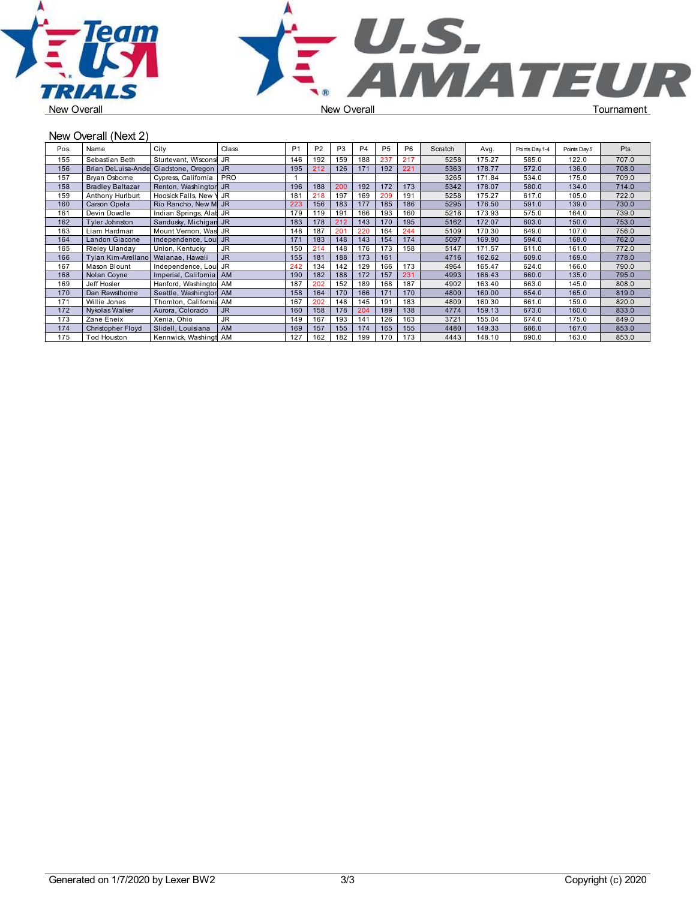New Overall | New Overall | Tournament

## New Overall (Next 2)

| Pos. | Name | City | Class | P1 | P2 | P3 | P4 | P5 | P6 | Scratch | Avg. | Points Day 1-4 | Points Day 5 | Pts |
|---|---|---|---|---|---|---|---|---|---|---|---|---|---|---|
| 155 | Sebastian Beth | Sturtevant, Wisconsi | JR | 146 | 192 | 159 | 188 | 237 | 217 | 5258 | 175.27 | 585.0 | 122.0 | 707.0 |
| 156 | Brian DeLuisa-Ande | Gladstone, Oregon | JR | 195 | 212 | 126 | 171 | 192 | 221 | 5363 | 178.77 | 572.0 | 136.0 | 708.0 |
| 157 | Bryan Osborne | Cypress, California | PRO | 1 | | | | | | 3265 | 171.84 | 534.0 | 175.0 | 709.0 |
| 158 | Bradley Baltazar | Renton, Washington | JR | 196 | 188 | 200 | 192 | 172 | 173 | 5342 | 178.07 | 580.0 | 134.0 | 714.0 |
| 159 | Anthony Hurlburt | Hoosick Falls, New Y | JR | 181 | 218 | 197 | 169 | 209 | 191 | 5258 | 175.27 | 617.0 | 105.0 | 722.0 |
| 160 | Carson Opela | Rio Rancho, New M | JR | 223 | 156 | 183 | 177 | 185 | 186 | 5295 | 176.50 | 591.0 | 139.0 | 730.0 |
| 161 | Devin Dowdle | Indian Springs, Alab | JR | 179 | 119 | 191 | 166 | 193 | 160 | 5218 | 173.93 | 575.0 | 164.0 | 739.0 |
| 162 | Tyler Johnston | Sandusky, Michigan | JR | 183 | 178 | 212 | 143 | 170 | 195 | 5162 | 172.07 | 603.0 | 150.0 | 753.0 |
| 163 | Liam Hardman | Mount Vernon, Was | JR | 148 | 187 | 201 | 220 | 164 | 244 | 5109 | 170.30 | 649.0 | 107.0 | 756.0 |
| 164 | Landon Giacone | independence, Lou | JR | 171 | 183 | 148 | 143 | 154 | 174 | 5097 | 169.90 | 594.0 | 168.0 | 762.0 |
| 165 | Rieley Ulanday | Union, Kentucky | JR | 150 | 214 | 148 | 176 | 173 | 158 | 5147 | 171.57 | 611.0 | 161.0 | 772.0 |
| 166 | Tylan Kim-Arellano | Waianae, Hawaii | JR | 155 | 181 | 188 | 173 | 161 | | 4716 | 162.62 | 609.0 | 169.0 | 778.0 |
| 167 | Mason Blount | Independence, Lou | JR | 242 | 134 | 142 | 129 | 166 | 173 | 4964 | 165.47 | 624.0 | 166.0 | 790.0 |
| 168 | Nolan Coyne | Imperial, California | AM | 190 | 182 | 188 | 172 | 157 | 231 | 4993 | 166.43 | 660.0 | 135.0 | 795.0 |
| 169 | Jeff Hosler | Hanford, Washingto | AM | 187 | 202 | 152 | 189 | 168 | 187 | 4902 | 163.40 | 663.0 | 145.0 | 808.0 |
| 170 | Dan Rawsthorne | Seattle, Washington | AM | 158 | 164 | 170 | 166 | 171 | 170 | 4800 | 160.00 | 654.0 | 165.0 | 819.0 |
| 171 | Willie Jones | Thornton, California | AM | 167 | 202 | 148 | 145 | 191 | 183 | 4809 | 160.30 | 661.0 | 159.0 | 820.0 |
| 172 | Nykolas Walker | Aurora, Colorado | JR | 160 | 158 | 178 | 204 | 189 | 138 | 4774 | 159.13 | 673.0 | 160.0 | 833.0 |
| 173 | Zane Eneix | Xenia, Ohio | JR | 149 | 167 | 193 | 141 | 126 | 163 | 3721 | 155.04 | 674.0 | 175.0 | 849.0 |
| 174 | Christopher Floyd | Slidell, Louisiana | AM | 169 | 157 | 155 | 174 | 165 | 155 | 4480 | 149.33 | 686.0 | 167.0 | 853.0 |
| 175 | Tod Houston | Kennwick, Washingt | AM | 127 | 162 | 182 | 199 | 170 | 173 | 4443 | 148.10 | 690.0 | 163.0 | 853.0 |

Generated on 1/7/2020 by Lexer BW2 | Copyright (c) 2020